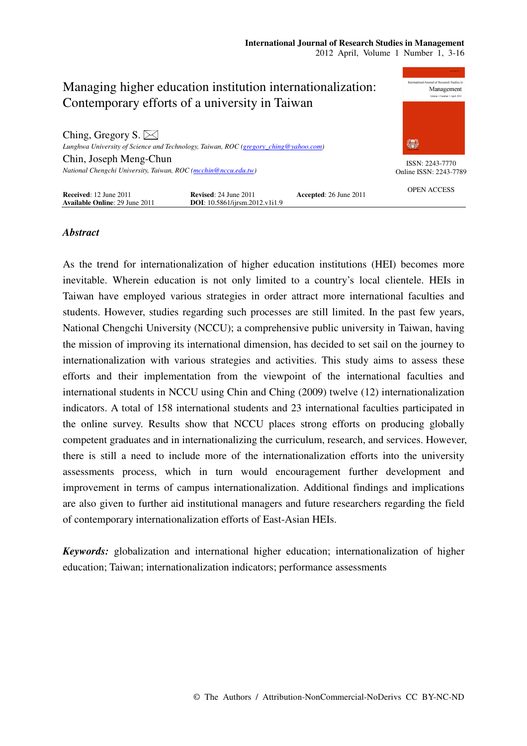# Managing higher education institution internationalization: Contemporary efforts of a university in Taiwan

Ching, Gregory S.
*Lunghwa University of Science and Technology, Taiwan, ROC (gregory_ching@yahoo.com)*

Chin, Joseph Meng-Chun
*National Chengchi University, Taiwan, ROC (mcchin@nccu.edu.tw)*

ISSN: 2243-7770
Online ISSN: 2243-7789

OPEN ACCESS

**Received**: 12 June 2011 **Revised**: 24 June 2011 **Accepted**: 26 June 2011
**Available Online**: 29 June 2011 **DOI**: 10.5861/ijrsm.2012.v1i1.9

## *Abstract*

As the trend for internationalization of higher education institutions (HEI) becomes more inevitable. Wherein education is not only limited to a country's local clientele. HEIs in Taiwan have employed various strategies in order attract more international faculties and students. However, studies regarding such processes are still limited. In the past few years, National Chengchi University (NCCU); a comprehensive public university in Taiwan, having the mission of improving its international dimension, has decided to set sail on the journey to internationalization with various strategies and activities. This study aims to assess these efforts and their implementation from the viewpoint of the international faculties and international students in NCCU using Chin and Ching (2009) twelve (12) internationalization indicators. A total of 158 international students and 23 international faculties participated in the online survey. Results show that NCCU places strong efforts on producing globally competent graduates and in internationalizing the curriculum, research, and services. However, there is still a need to include more of the internationalization efforts into the university assessments process, which in turn would encouragement further development and improvement in terms of campus internationalization. Additional findings and implications are also given to further aid institutional managers and future researchers regarding the field of contemporary internationalization efforts of East-Asian HEIs.

***Keywords:*** globalization and international higher education; internationalization of higher education; Taiwan; internationalization indicators; performance assessments

© The Authors / Attribution-NonCommercial-NoDerivs CC BY-NC-ND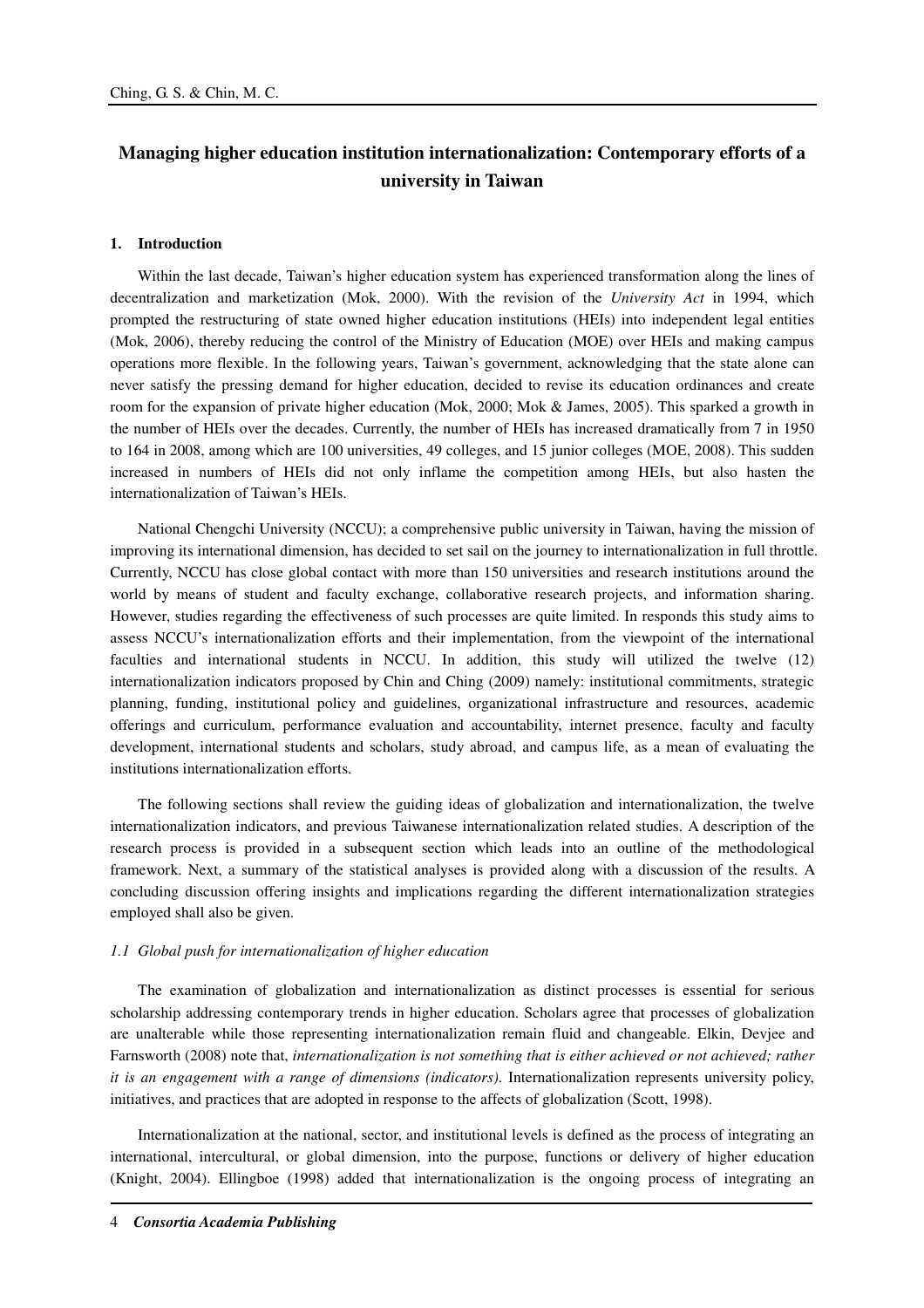# Managing higher education institution internationalization: Contemporary efforts of a university in Taiwan

## 1. Introduction

Within the last decade, Taiwan's higher education system has experienced transformation along the lines of decentralization and marketization (Mok, 2000). With the revision of the *University Act* in 1994, which prompted the restructuring of state owned higher education institutions (HEIs) into independent legal entities (Mok, 2006), thereby reducing the control of the Ministry of Education (MOE) over HEIs and making campus operations more flexible. In the following years, Taiwan's government, acknowledging that the state alone can never satisfy the pressing demand for higher education, decided to revise its education ordinances and create room for the expansion of private higher education (Mok, 2000; Mok & James, 2005). This sparked a growth in the number of HEIs over the decades. Currently, the number of HEIs has increased dramatically from 7 in 1950 to 164 in 2008, among which are 100 universities, 49 colleges, and 15 junior colleges (MOE, 2008). This sudden increased in numbers of HEIs did not only inflame the competition among HEIs, but also hasten the internationalization of Taiwan's HEIs.

National Chengchi University (NCCU); a comprehensive public university in Taiwan, having the mission of improving its international dimension, has decided to set sail on the journey to internationalization in full throttle. Currently, NCCU has close global contact with more than 150 universities and research institutions around the world by means of student and faculty exchange, collaborative research projects, and information sharing. However, studies regarding the effectiveness of such processes are quite limited. In responds this study aims to assess NCCU's internationalization efforts and their implementation, from the viewpoint of the international faculties and international students in NCCU. In addition, this study will utilized the twelve (12) internationalization indicators proposed by Chin and Ching (2009) namely: institutional commitments, strategic planning, funding, institutional policy and guidelines, organizational infrastructure and resources, academic offerings and curriculum, performance evaluation and accountability, internet presence, faculty and faculty development, international students and scholars, study abroad, and campus life, as a mean of evaluating the institutions internationalization efforts.

The following sections shall review the guiding ideas of globalization and internationalization, the twelve internationalization indicators, and previous Taiwanese internationalization related studies. A description of the research process is provided in a subsequent section which leads into an outline of the methodological framework. Next, a summary of the statistical analyses is provided along with a discussion of the results. A concluding discussion offering insights and implications regarding the different internationalization strategies employed shall also be given.

### *1.1 Global push for internationalization of higher education*

The examination of globalization and internationalization as distinct processes is essential for serious scholarship addressing contemporary trends in higher education. Scholars agree that processes of globalization are unalterable while those representing internationalization remain fluid and changeable. Elkin, Devjee and Farnsworth (2008) note that, *internationalization is not something that is either achieved or not achieved; rather it is an engagement with a range of dimensions (indicators)*. Internationalization represents university policy, initiatives, and practices that are adopted in response to the affects of globalization (Scott, 1998).

Internationalization at the national, sector, and institutional levels is defined as the process of integrating an international, intercultural, or global dimension, into the purpose, functions or delivery of higher education (Knight, 2004). Ellingboe (1998) added that internationalization is the ongoing process of integrating an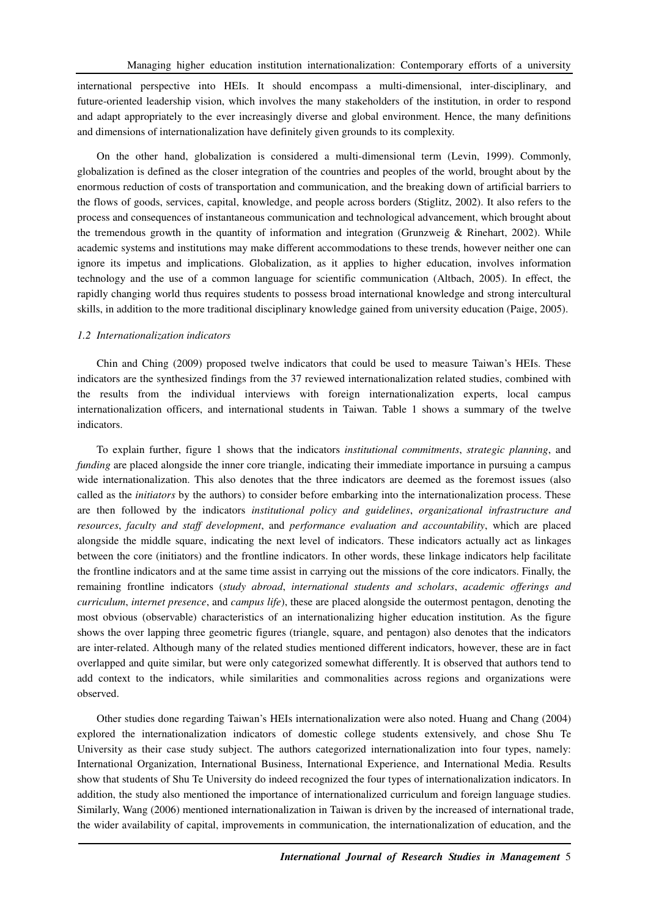international perspective into HEIs. It should encompass a multi-dimensional, inter-disciplinary, and future-oriented leadership vision, which involves the many stakeholders of the institution, in order to respond and adapt appropriately to the ever increasingly diverse and global environment. Hence, the many definitions and dimensions of internationalization have definitely given grounds to its complexity.

On the other hand, globalization is considered a multi-dimensional term (Levin, 1999). Commonly, globalization is defined as the closer integration of the countries and peoples of the world, brought about by the enormous reduction of costs of transportation and communication, and the breaking down of artificial barriers to the flows of goods, services, capital, knowledge, and people across borders (Stiglitz, 2002). It also refers to the process and consequences of instantaneous communication and technological advancement, which brought about the tremendous growth in the quantity of information and integration (Grunzweig & Rinehart, 2002). While academic systems and institutions may make different accommodations to these trends, however neither one can ignore its impetus and implications. Globalization, as it applies to higher education, involves information technology and the use of a common language for scientific communication (Altbach, 2005). In effect, the rapidly changing world thus requires students to possess broad international knowledge and strong intercultural skills, in addition to the more traditional disciplinary knowledge gained from university education (Paige, 2005).

### *1.2 Internationalization indicators*

Chin and Ching (2009) proposed twelve indicators that could be used to measure Taiwan's HEIs. These indicators are the synthesized findings from the 37 reviewed internationalization related studies, combined with the results from the individual interviews with foreign internationalization experts, local campus internationalization officers, and international students in Taiwan. Table 1 shows a summary of the twelve indicators.

To explain further, figure 1 shows that the indicators *institutional commitments*, *strategic planning*, and *funding* are placed alongside the inner core triangle, indicating their immediate importance in pursuing a campus wide internationalization. This also denotes that the three indicators are deemed as the foremost issues (also called as the *initiators* by the authors) to consider before embarking into the internationalization process. These are then followed by the indicators *institutional policy and guidelines*, *organizational infrastructure and resources*, *faculty and staff development*, and *performance evaluation and accountability*, which are placed alongside the middle square, indicating the next level of indicators. These indicators actually act as linkages between the core (initiators) and the frontline indicators. In other words, these linkage indicators help facilitate the frontline indicators and at the same time assist in carrying out the missions of the core indicators. Finally, the remaining frontline indicators (*study abroad*, *international students and scholars*, *academic offerings and curriculum*, *internet presence*, and *campus life*), these are placed alongside the outermost pentagon, denoting the most obvious (observable) characteristics of an internationalizing higher education institution. As the figure shows the over lapping three geometric figures (triangle, square, and pentagon) also denotes that the indicators are inter-related. Although many of the related studies mentioned different indicators, however, these are in fact overlapped and quite similar, but were only categorized somewhat differently. It is observed that authors tend to add context to the indicators, while similarities and commonalities across regions and organizations were observed.

Other studies done regarding Taiwan's HEIs internationalization were also noted. Huang and Chang (2004) explored the internationalization indicators of domestic college students extensively, and chose Shu Te University as their case study subject. The authors categorized internationalization into four types, namely: International Organization, International Business, International Experience, and International Media. Results show that students of Shu Te University do indeed recognized the four types of internationalization indicators. In addition, the study also mentioned the importance of internationalized curriculum and foreign language studies. Similarly, Wang (2006) mentioned internationalization in Taiwan is driven by the increased of international trade, the wider availability of capital, improvements in communication, the internationalization of education, and the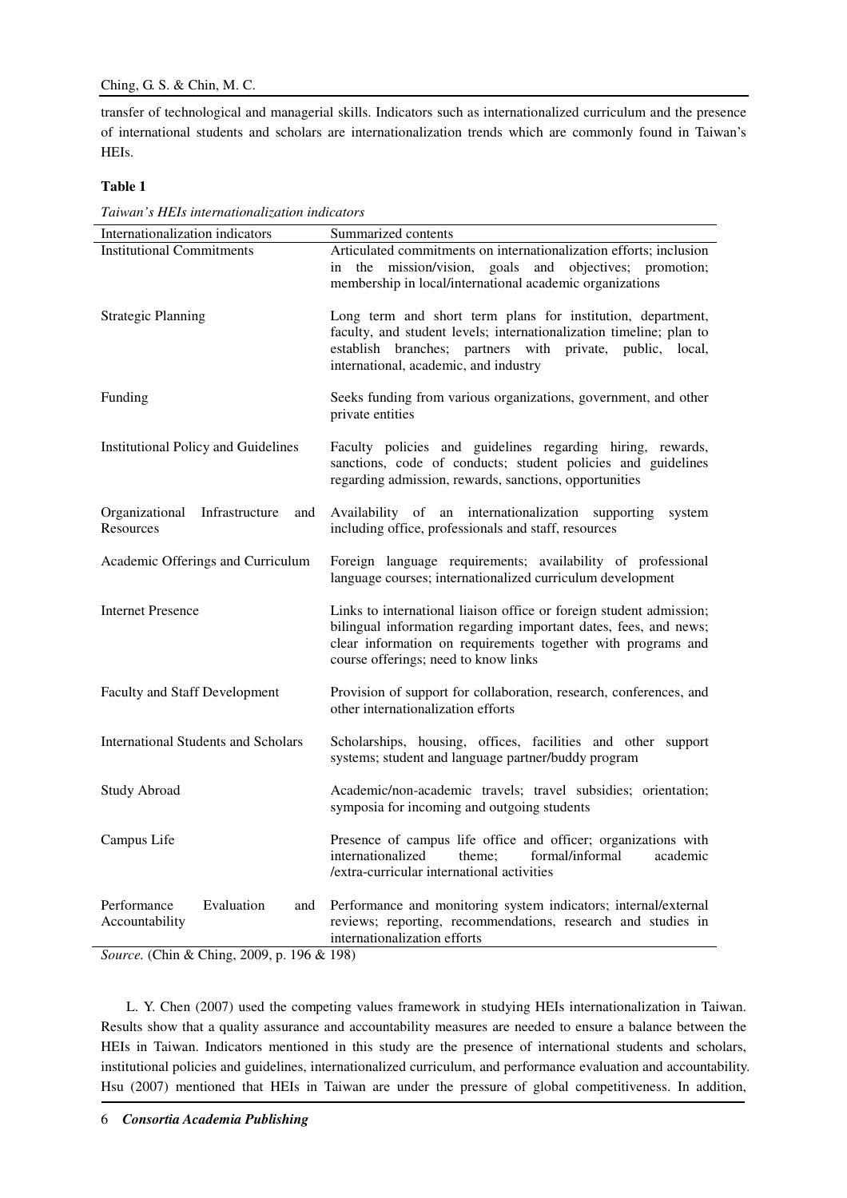transfer of technological and managerial skills. Indicators such as internationalized curriculum and the presence of international students and scholars are internationalization trends which are commonly found in Taiwan's HEIs.

**Table 1**

*Taiwan's HEIs internationalization indicators*

| Internationalization indicators | Summarized contents |
| --- | --- |
| Institutional Commitments | Articulated commitments on internationalization efforts; inclusion in the mission/vision, goals and objectives; promotion; membership in local/international academic organizations |
| Strategic Planning | Long term and short term plans for institution, department, faculty, and student levels; internationalization timeline; plan to establish branches; partners with private, public, local, international, academic, and industry |
| Funding | Seeks funding from various organizations, government, and other private entities |
| Institutional Policy and Guidelines | Faculty policies and guidelines regarding hiring, rewards, sanctions, code of conducts; student policies and guidelines regarding admission, rewards, sanctions, opportunities |
| Organizational Infrastructure and Resources | Availability of an internationalization supporting system including office, professionals and staff, resources |
| Academic Offerings and Curriculum | Foreign language requirements; availability of professional language courses; internationalized curriculum development |
| Internet Presence | Links to international liaison office or foreign student admission; bilingual information regarding important dates, fees, and news; clear information on requirements together with programs and course offerings; need to know links |
| Faculty and Staff Development | Provision of support for collaboration, research, conferences, and other internationalization efforts |
| International Students and Scholars | Scholarships, housing, offices, facilities and other support systems; student and language partner/buddy program |
| Study Abroad | Academic/non-academic travels; travel subsidies; orientation; symposia for incoming and outgoing students |
| Campus Life | Presence of campus life office and officer; organizations with internationalized theme; formal/informal academic /extra-curricular international activities |
| Performance Evaluation and Accountability | Performance and monitoring system indicators; internal/external reviews; reporting, recommendations, research and studies in internationalization efforts |

*Source.* (Chin & Ching, 2009, p. 196 & 198)

L. Y. Chen (2007) used the competing values framework in studying HEIs internationalization in Taiwan. Results show that a quality assurance and accountability measures are needed to ensure a balance between the HEIs in Taiwan. Indicators mentioned in this study are the presence of international students and scholars, institutional policies and guidelines, internationalized curriculum, and performance evaluation and accountability. Hsu (2007) mentioned that HEIs in Taiwan are under the pressure of global competitiveness. In addition,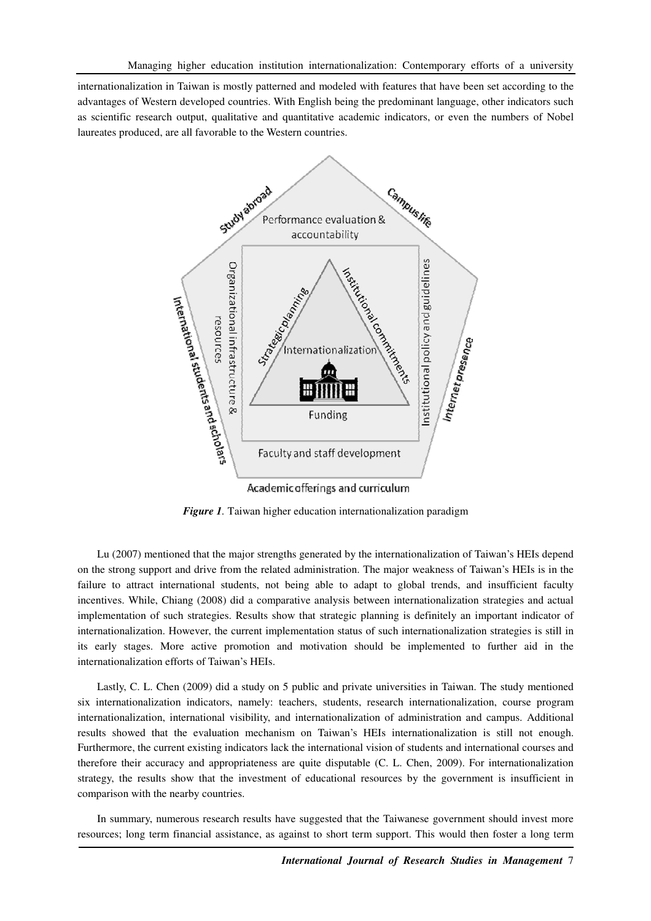internationalization in Taiwan is mostly patterned and modeled with features that have been set according to the advantages of Western developed countries. With English being the predominant language, other indicators such as scientific research output, qualitative and quantitative academic indicators, or even the numbers of Nobel laureates produced, are all favorable to the Western countries.

***Figure 1***. Taiwan higher education internationalization paradigm

Lu (2007) mentioned that the major strengths generated by the internationalization of Taiwan's HEIs depend on the strong support and drive from the related administration. The major weakness of Taiwan's HEIs is in the failure to attract international students, not being able to adapt to global trends, and insufficient faculty incentives. While, Chiang (2008) did a comparative analysis between internationalization strategies and actual implementation of such strategies. Results show that strategic planning is definitely an important indicator of internationalization. However, the current implementation status of such internationalization strategies is still in its early stages. More active promotion and motivation should be implemented to further aid in the internationalization efforts of Taiwan's HEIs.

Lastly, C. L. Chen (2009) did a study on 5 public and private universities in Taiwan. The study mentioned six internationalization indicators, namely: teachers, students, research internationalization, course program internationalization, international visibility, and internationalization of administration and campus. Additional results showed that the evaluation mechanism on Taiwan's HEIs internationalization is still not enough. Furthermore, the current existing indicators lack the international vision of students and international courses and therefore their accuracy and appropriateness are quite disputable (C. L. Chen, 2009). For internationalization strategy, the results show that the investment of educational resources by the government is insufficient in comparison with the nearby countries.

In summary, numerous research results have suggested that the Taiwanese government should invest more resources; long term financial assistance, as against to short term support. This would then foster a long term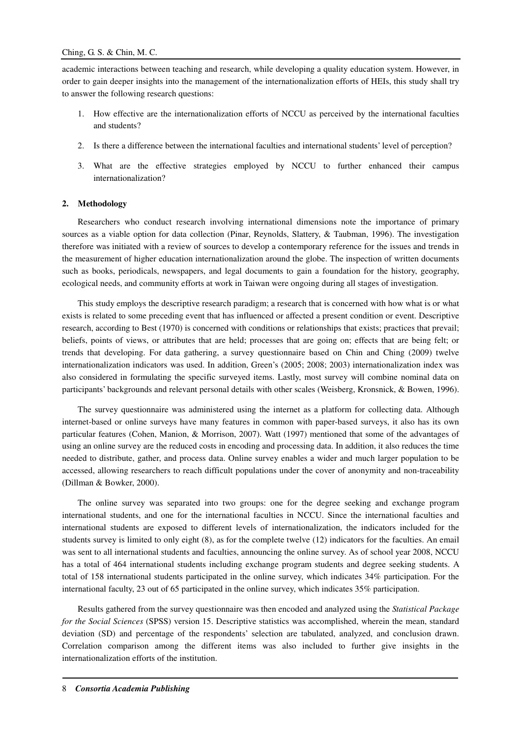academic interactions between teaching and research, while developing a quality education system. However, in order to gain deeper insights into the management of the internationalization efforts of HEIs, this study shall try to answer the following research questions:

1. How effective are the internationalization efforts of NCCU as perceived by the international faculties and students?
2. Is there a difference between the international faculties and international students' level of perception?
3. What are the effective strategies employed by NCCU to further enhanced their campus internationalization?

## 2. Methodology

Researchers who conduct research involving international dimensions note the importance of primary sources as a viable option for data collection (Pinar, Reynolds, Slattery, & Taubman, 1996). The investigation therefore was initiated with a review of sources to develop a contemporary reference for the issues and trends in the measurement of higher education internationalization around the globe. The inspection of written documents such as books, periodicals, newspapers, and legal documents to gain a foundation for the history, geography, ecological needs, and community efforts at work in Taiwan were ongoing during all stages of investigation.

This study employs the descriptive research paradigm; a research that is concerned with how what is or what exists is related to some preceding event that has influenced or affected a present condition or event. Descriptive research, according to Best (1970) is concerned with conditions or relationships that exists; practices that prevail; beliefs, points of views, or attributes that are held; processes that are going on; effects that are being felt; or trends that developing. For data gathering, a survey questionnaire based on Chin and Ching (2009) twelve internationalization indicators was used. In addition, Green's (2005; 2008; 2003) internationalization index was also considered in formulating the specific surveyed items. Lastly, most survey will combine nominal data on participants' backgrounds and relevant personal details with other scales (Weisberg, Kronsnick, & Bowen, 1996).

The survey questionnaire was administered using the internet as a platform for collecting data. Although internet-based or online surveys have many features in common with paper-based surveys, it also has its own particular features (Cohen, Manion, & Morrison, 2007). Watt (1997) mentioned that some of the advantages of using an online survey are the reduced costs in encoding and processing data. In addition, it also reduces the time needed to distribute, gather, and process data. Online survey enables a wider and much larger population to be accessed, allowing researchers to reach difficult populations under the cover of anonymity and non-traceability (Dillman & Bowker, 2000).

The online survey was separated into two groups: one for the degree seeking and exchange program international students, and one for the international faculties in NCCU. Since the international faculties and international students are exposed to different levels of internationalization, the indicators included for the students survey is limited to only eight (8), as for the complete twelve (12) indicators for the faculties. An email was sent to all international students and faculties, announcing the online survey. As of school year 2008, NCCU has a total of 464 international students including exchange program students and degree seeking students. A total of 158 international students participated in the online survey, which indicates 34% participation. For the international faculty, 23 out of 65 participated in the online survey, which indicates 35% participation.

Results gathered from the survey questionnaire was then encoded and analyzed using the *Statistical Package for the Social Sciences* (SPSS) version 15. Descriptive statistics was accomplished, wherein the mean, standard deviation (SD) and percentage of the respondents' selection are tabulated, analyzed, and conclusion drawn. Correlation comparison among the different items was also included to further give insights in the internationalization efforts of the institution.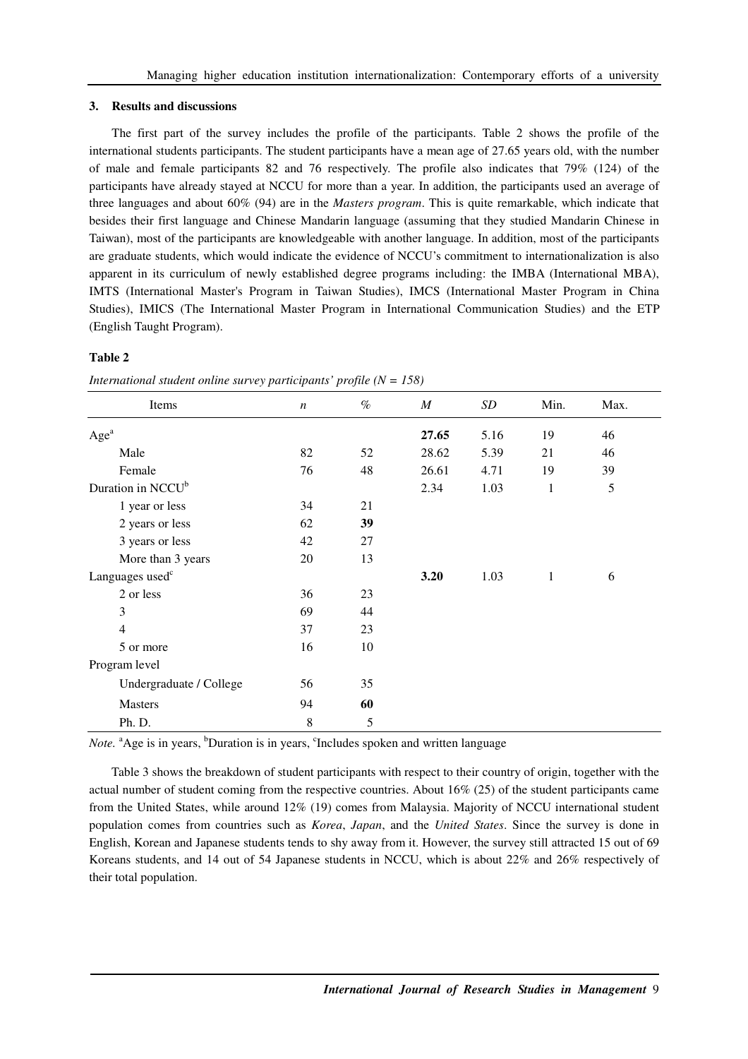## 3. Results and discussions

The first part of the survey includes the profile of the participants. Table 2 shows the profile of the international students participants. The student participants have a mean age of 27.65 years old, with the number of male and female participants 82 and 76 respectively. The profile also indicates that 79% (124) of the participants have already stayed at NCCU for more than a year. In addition, the participants used an average of three languages and about 60% (94) are in the *Masters program*. This is quite remarkable, which indicate that besides their first language and Chinese Mandarin language (assuming that they studied Mandarin Chinese in Taiwan), most of the participants are knowledgeable with another language. In addition, most of the participants are graduate students, which would indicate the evidence of NCCU's commitment to internationalization is also apparent in its curriculum of newly established degree programs including: the IMBA (International MBA), IMTS (International Master's Program in Taiwan Studies), IMCS (International Master Program in China Studies), IMICS (The International Master Program in International Communication Studies) and the ETP (English Taught Program).

**Table 2**

*International student online survey participants' profile (N = 158)*

| Items | *n* | % | *M* | *SD* | Min. | Max. |
|---|---|---|---|---|---|---|
| Age[a] | | | **27.65** | 5.16 | 19 | 46 |
| Male | 82 | 52 | 28.62 | 5.39 | 21 | 46 |
| Female | 76 | 48 | 26.61 | 4.71 | 19 | 39 |
| Duration in NCCU[b] | | | 2.34 | 1.03 | 1 | 5 |
| 1 year or less | 34 | 21 | | | | |
| 2 years or less | 62 | **39** | | | | |
| 3 years or less | 42 | 27 | | | | |
| More than 3 years | 20 | 13 | | | | |
| Languages used[c] | | | **3.20** | 1.03 | 1 | 6 |
| 2 or less | 36 | 23 | | | | |
| 3 | 69 | 44 | | | | |
| 4 | 37 | 23 | | | | |
| 5 or more | 16 | 10 | | | | |
| Program level | | | | | | |
| Undergraduate / College | 56 | 35 | | | | |
| Masters | 94 | **60** | | | | |
| Ph. D. | 8 | 5 | | | | |

*Note.* [a]Age is in years, [b]Duration is in years, [c]Includes spoken and written language

Table 3 shows the breakdown of student participants with respect to their country of origin, together with the actual number of student coming from the respective countries. About 16% (25) of the student participants came from the United States, while around 12% (19) comes from Malaysia. Majority of NCCU international student population comes from countries such as *Korea*, *Japan*, and the *United States*. Since the survey is done in English, Korean and Japanese students tends to shy away from it. However, the survey still attracted 15 out of 69 Koreans students, and 14 out of 54 Japanese students in NCCU, which is about 22% and 26% respectively of their total population.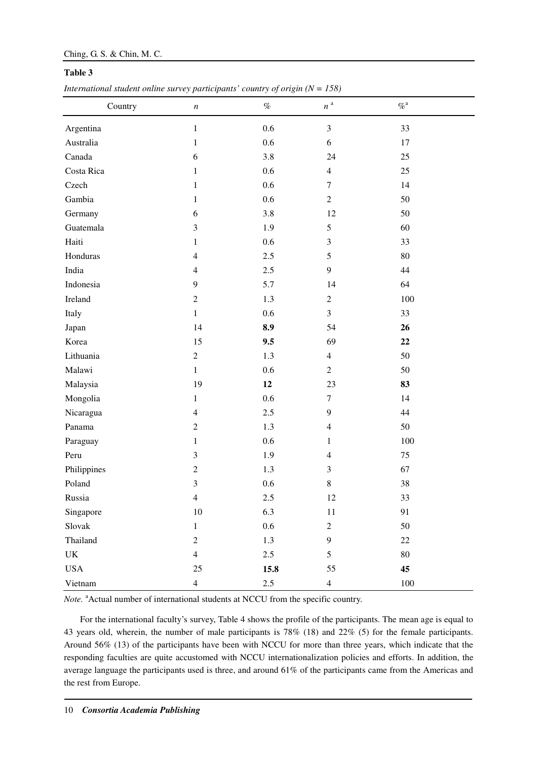**Table 3**

*International student online survey participants' country of origin (N = 158)*

| Country | $n$ | % | $n$ [a] | % [a] |
|---|---|---|---|---|
| Argentina | 1 | 0.6 | 3 | 33 |
| Australia | 1 | 0.6 | 6 | 17 |
| Canada | 6 | 3.8 | 24 | 25 |
| Costa Rica | 1 | 0.6 | 4 | 25 |
| Czech | 1 | 0.6 | 7 | 14 |
| Gambia | 1 | 0.6 | 2 | 50 |
| Germany | 6 | 3.8 | 12 | 50 |
| Guatemala | 3 | 1.9 | 5 | 60 |
| Haiti | 1 | 0.6 | 3 | 33 |
| Honduras | 4 | 2.5 | 5 | 80 |
| India | 4 | 2.5 | 9 | 44 |
| Indonesia | 9 | 5.7 | 14 | 64 |
| Ireland | 2 | 1.3 | 2 | 100 |
| Italy | 1 | 0.6 | 3 | 33 |
| Japan | 14 | **8.9** | 54 | **26** |
| Korea | 15 | **9.5** | 69 | **22** |
| Lithuania | 2 | 1.3 | 4 | 50 |
| Malawi | 1 | 0.6 | 2 | 50 |
| Malaysia | 19 | **12** | 23 | **83** |
| Mongolia | 1 | 0.6 | 7 | 14 |
| Nicaragua | 4 | 2.5 | 9 | 44 |
| Panama | 2 | 1.3 | 4 | 50 |
| Paraguay | 1 | 0.6 | 1 | 100 |
| Peru | 3 | 1.9 | 4 | 75 |
| Philippines | 2 | 1.3 | 3 | 67 |
| Poland | 3 | 0.6 | 8 | 38 |
| Russia | 4 | 2.5 | 12 | 33 |
| Singapore | 10 | 6.3 | 11 | 91 |
| Slovak | 1 | 0.6 | 2 | 50 |
| Thailand | 2 | 1.3 | 9 | 22 |
| UK | 4 | 2.5 | 5 | 80 |
| USA | 25 | **15.8** | 55 | **45** |
| Vietnam | 4 | 2.5 | 4 | 100 |

*Note.* [a]Actual number of international students at NCCU from the specific country.

For the international faculty's survey, Table 4 shows the profile of the participants. The mean age is equal to 43 years old, wherein, the number of male participants is 78% (18) and 22% (5) for the female participants. Around 56% (13) of the participants have been with NCCU for more than three years, which indicate that the responding faculties are quite accustomed with NCCU internationalization policies and efforts. In addition, the average language the participants used is three, and around 61% of the participants came from the Americas and the rest from Europe.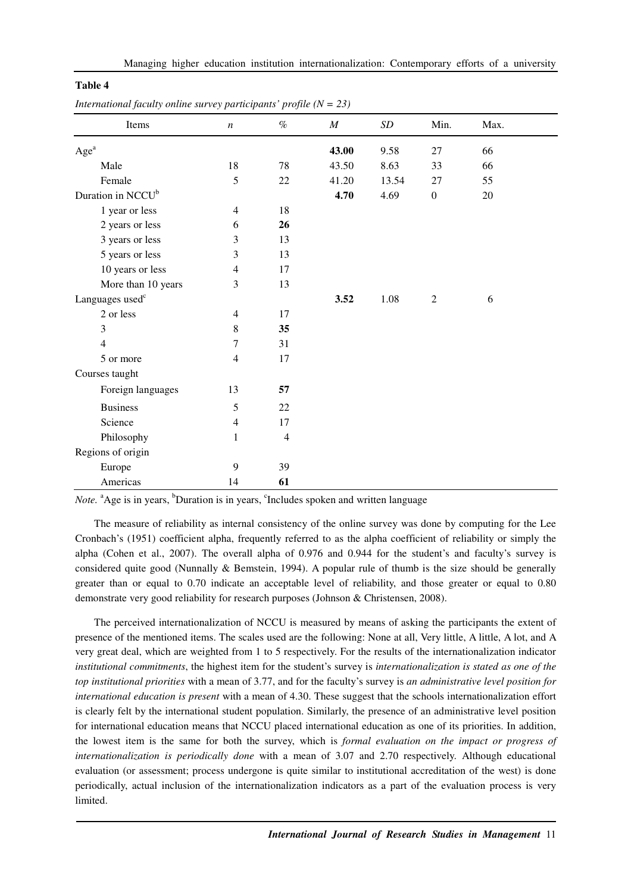**Table 4**

*International faculty online survey participants' profile (N = 23)*

| Items | *n* | % | *M* | *SD* | Min. | Max. |
|---|---|---|---|---|---|---|
| Age[a] | | | **43.00** | 9.58 | 27 | 66 |
| Male | 18 | 78 | 43.50 | 8.63 | 33 | 66 |
| Female | 5 | 22 | 41.20 | 13.54 | 27 | 55 |
| Duration in NCCU[b] | | | **4.70** | 4.69 | 0 | 20 |
| 1 year or less | 4 | 18 | | | | |
| 2 years or less | 6 | **26** | | | | |
| 3 years or less | 3 | 13 | | | | |
| 5 years or less | 3 | 13 | | | | |
| 10 years or less | 4 | 17 | | | | |
| More than 10 years | 3 | 13 | | | | |
| Languages used[c] | | | **3.52** | 1.08 | 2 | 6 |
| 2 or less | 4 | 17 | | | | |
| 3 | 8 | **35** | | | | |
| 4 | 7 | 31 | | | | |
| 5 or more | 4 | 17 | | | | |
| Courses taught | | | | | | |
| Foreign languages | 13 | **57** | | | | |
| Business | 5 | 22 | | | | |
| Science | 4 | 17 | | | | |
| Philosophy | 1 | 4 | | | | |
| Regions of origin | | | | | | |
| Europe | 9 | 39 | | | | |
| Americas | 14 | **61** | | | | |

*Note.* [a]Age is in years, [b]Duration is in years, [c]Includes spoken and written language

The measure of reliability as internal consistency of the online survey was done by computing for the Lee Cronbach's (1951) coefficient alpha, frequently referred to as the alpha coefficient of reliability or simply the alpha (Cohen et al., 2007). The overall alpha of 0.976 and 0.944 for the student's and faculty's survey is considered quite good (Nunnally & Bemstein, 1994). A popular rule of thumb is the size should be generally greater than or equal to 0.70 indicate an acceptable level of reliability, and those greater or equal to 0.80 demonstrate very good reliability for research purposes (Johnson & Christensen, 2008).

The perceived internationalization of NCCU is measured by means of asking the participants the extent of presence of the mentioned items. The scales used are the following: None at all, Very little, A little, A lot, and A very great deal, which are weighted from 1 to 5 respectively. For the results of the internationalization indicator *institutional commitments*, the highest item for the student's survey is *internationalization is stated as one of the top institutional priorities* with a mean of 3.77, and for the faculty's survey is *an administrative level position for international education is present* with a mean of 4.30. These suggest that the schools internationalization effort is clearly felt by the international student population. Similarly, the presence of an administrative level position for international education means that NCCU placed international education as one of its priorities. In addition, the lowest item is the same for both the survey, which is *formal evaluation on the impact or progress of internationalization is periodically done* with a mean of 3.07 and 2.70 respectively. Although educational evaluation (or assessment; process undergone is quite similar to institutional accreditation of the west) is done periodically, actual inclusion of the internationalization indicators as a part of the evaluation process is very limited.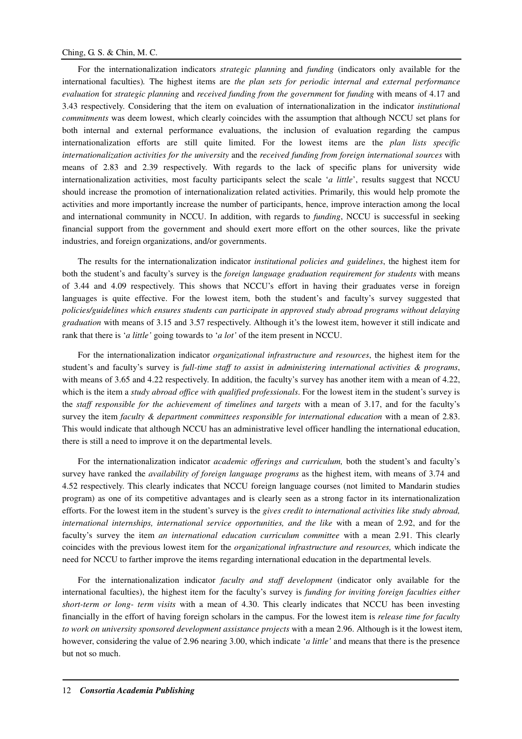For the internationalization indicators *strategic planning* and *funding* (indicators only available for the international faculties). The highest items are *the plan sets for periodic internal and external performance evaluation* for *strategic planning* and *received funding from the government* for *funding* with means of 4.17 and 3.43 respectively. Considering that the item on evaluation of internationalization in the indicator *institutional commitments* was deem lowest, which clearly coincides with the assumption that although NCCU set plans for both internal and external performance evaluations, the inclusion of evaluation regarding the campus internationalization efforts are still quite limited. For the lowest items are the *plan lists specific internationalization activities for the university* and the *received funding from foreign international sources* with means of 2.83 and 2.39 respectively. With regards to the lack of specific plans for university wide internationalization activities, most faculty participants select the scale '*a little*', results suggest that NCCU should increase the promotion of internationalization related activities. Primarily, this would help promote the activities and more importantly increase the number of participants, hence, improve interaction among the local and international community in NCCU. In addition, with regards to *funding*, NCCU is successful in seeking financial support from the government and should exert more effort on the other sources, like the private industries, and foreign organizations, and/or governments.

The results for the internationalization indicator *institutional policies and guidelines*, the highest item for both the student's and faculty's survey is the *foreign language graduation requirement for students* with means of 3.44 and 4.09 respectively. This shows that NCCU's effort in having their graduates verse in foreign languages is quite effective. For the lowest item, both the student's and faculty's survey suggested that *policies/guidelines which ensures students can participate in approved study abroad programs without delaying graduation* with means of 3.15 and 3.57 respectively. Although it's the lowest item, however it still indicate and rank that there is '*a little'* going towards to '*a lot'* of the item present in NCCU.

For the internationalization indicator *organizational infrastructure and resources*, the highest item for the student's and faculty's survey is *full-time staff to assist in administering international activities & programs*, with means of 3.65 and 4.22 respectively. In addition, the faculty's survey has another item with a mean of 4.22, which is the item a *study abroad office with qualified professionals*. For the lowest item in the student's survey is the *staff responsible for the achievement of timelines and targets* with a mean of 3.17, and for the faculty's survey the item *faculty & department committees responsible for international education* with a mean of 2.83. This would indicate that although NCCU has an administrative level officer handling the international education, there is still a need to improve it on the departmental levels.

For the internationalization indicator *academic offerings and curriculum,* both the student's and faculty's survey have ranked the *availability of foreign language programs* as the highest item, with means of 3.74 and 4.52 respectively. This clearly indicates that NCCU foreign language courses (not limited to Mandarin studies program) as one of its competitive advantages and is clearly seen as a strong factor in its internationalization efforts. For the lowest item in the student's survey is the *gives credit to international activities like study abroad, international internships, international service opportunities, and the like* with a mean of 2.92, and for the faculty's survey the item *an international education curriculum committee* with a mean 2.91. This clearly coincides with the previous lowest item for the *organizational infrastructure and resources,* which indicate the need for NCCU to farther improve the items regarding international education in the departmental levels.

For the internationalization indicator *faculty and staff development* (indicator only available for the international faculties), the highest item for the faculty's survey is *funding for inviting foreign faculties either short-term or long- term visits* with a mean of 4.30. This clearly indicates that NCCU has been investing financially in the effort of having foreign scholars in the campus. For the lowest item is *release time for faculty to work on university sponsored development assistance projects* with a mean 2.96. Although is it the lowest item, however, considering the value of 2.96 nearing 3.00, which indicate '*a little'* and means that there is the presence but not so much.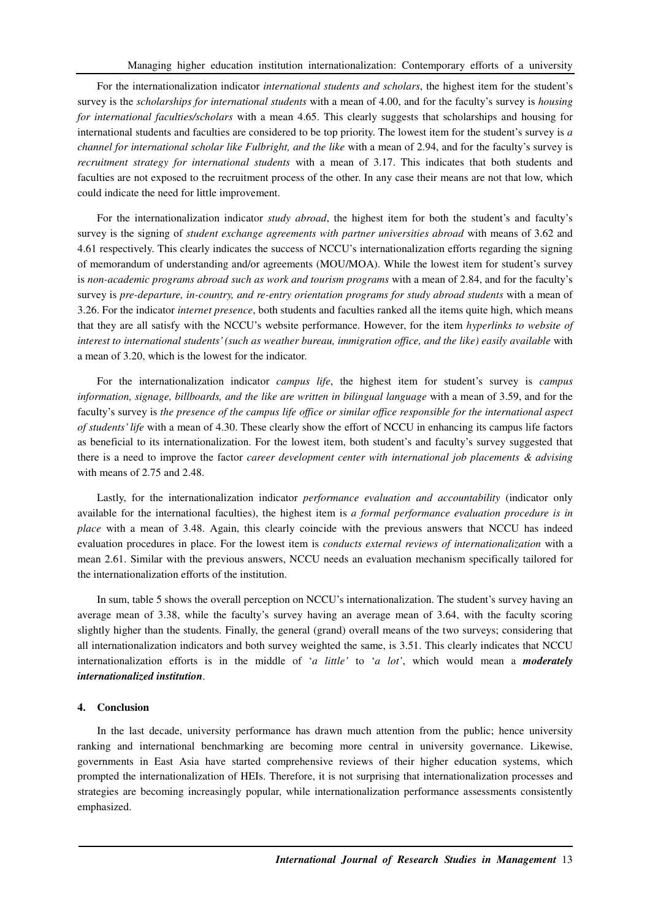For the internationalization indicator *international students and scholars*, the highest item for the student's survey is the *scholarships for international students* with a mean of 4.00, and for the faculty's survey is *housing for international faculties/scholars* with a mean 4.65. This clearly suggests that scholarships and housing for international students and faculties are considered to be top priority. The lowest item for the student's survey is *a channel for international scholar like Fulbright, and the like* with a mean of 2.94, and for the faculty's survey is *recruitment strategy for international students* with a mean of 3.17. This indicates that both students and faculties are not exposed to the recruitment process of the other. In any case their means are not that low, which could indicate the need for little improvement.

For the internationalization indicator *study abroad*, the highest item for both the student's and faculty's survey is the signing of *student exchange agreements with partner universities abroad* with means of 3.62 and 4.61 respectively. This clearly indicates the success of NCCU's internationalization efforts regarding the signing of memorandum of understanding and/or agreements (MOU/MOA). While the lowest item for student's survey is *non-academic programs abroad such as work and tourism programs* with a mean of 2.84, and for the faculty's survey is *pre-departure, in-country, and re-entry orientation programs for study abroad students* with a mean of 3.26. For the indicator *internet presence*, both students and faculties ranked all the items quite high, which means that they are all satisfy with the NCCU's website performance. However, for the item *hyperlinks to website of interest to international students' (such as weather bureau, immigration office, and the like) easily available* with a mean of 3.20, which is the lowest for the indicator.

For the internationalization indicator *campus life*, the highest item for student's survey is *campus information, signage, billboards, and the like are written in bilingual language* with a mean of 3.59, and for the faculty's survey is *the presence of the campus life office or similar office responsible for the international aspect of students' life* with a mean of 4.30. These clearly show the effort of NCCU in enhancing its campus life factors as beneficial to its internationalization. For the lowest item, both student's and faculty's survey suggested that there is a need to improve the factor *career development center with international job placements & advising* with means of 2.75 and 2.48.

Lastly, for the internationalization indicator *performance evaluation and accountability* (indicator only available for the international faculties), the highest item is *a formal performance evaluation procedure is in place* with a mean of 3.48. Again, this clearly coincide with the previous answers that NCCU has indeed evaluation procedures in place. For the lowest item is *conducts external reviews of internationalization* with a mean 2.61. Similar with the previous answers, NCCU needs an evaluation mechanism specifically tailored for the internationalization efforts of the institution.

In sum, table 5 shows the overall perception on NCCU's internationalization. The student's survey having an average mean of 3.38, while the faculty's survey having an average mean of 3.64, with the faculty scoring slightly higher than the students. Finally, the general (grand) overall means of the two surveys; considering that all internationalization indicators and both survey weighted the same, is 3.51. This clearly indicates that NCCU internationalization efforts is in the middle of '*a little*' to '*a lot*', which would mean a ***moderately internationalized institution***.

## 4. Conclusion

In the last decade, university performance has drawn much attention from the public; hence university ranking and international benchmarking are becoming more central in university governance. Likewise, governments in East Asia have started comprehensive reviews of their higher education systems, which prompted the internationalization of HEIs. Therefore, it is not surprising that internationalization processes and strategies are becoming increasingly popular, while internationalization performance assessments consistently emphasized.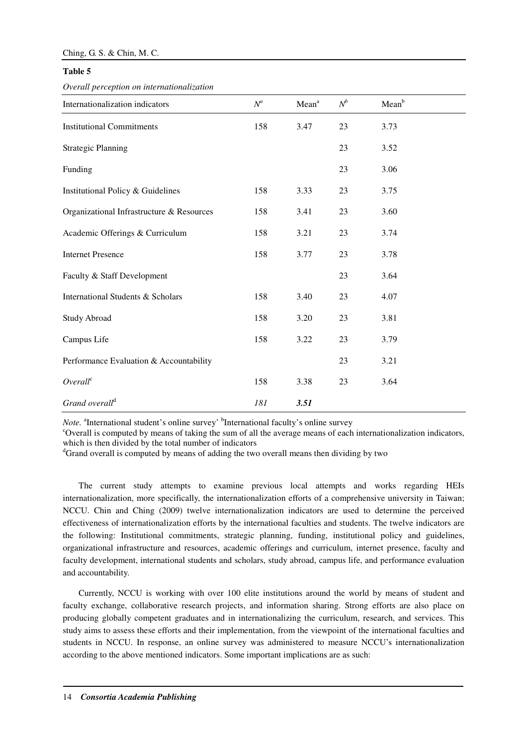**Table 5**

*Overall perception on internationalization*

| Internationalization indicators | *N*[a] | Mean[a] | *N*[b] | Mean[b] |
|---|---|---|---|---|
| Institutional Commitments | 158 | 3.47 | 23 | 3.73 |
| Strategic Planning | | | 23 | 3.52 |
| Funding | | | 23 | 3.06 |
| Institutional Policy & Guidelines | 158 | 3.33 | 23 | 3.75 |
| Organizational Infrastructure & Resources | 158 | 3.41 | 23 | 3.60 |
| Academic Offerings & Curriculum | 158 | 3.21 | 23 | 3.74 |
| Internet Presence | 158 | 3.77 | 23 | 3.78 |
| Faculty & Staff Development | | | 23 | 3.64 |
| International Students & Scholars | 158 | 3.40 | 23 | 4.07 |
| Study Abroad | 158 | 3.20 | 23 | 3.81 |
| Campus Life | 158 | 3.22 | 23 | 3.79 |
| Performance Evaluation & Accountability | | | 23 | 3.21 |
| *Overall*[c] | 158 | 3.38 | 23 | 3.64 |
| *Grand overall*[d] | *181* | ***3.51*** | | |

*Note.* [a]International student's online survey' [b]International faculty's online survey
[c]Overall is computed by means of taking the sum of all the average means of each internationalization indicators, which is then divided by the total number of indicators
[d]Grand overall is computed by means of adding the two overall means then dividing by two

The current study attempts to examine previous local attempts and works regarding HEIs internationalization, more specifically, the internationalization efforts of a comprehensive university in Taiwan; NCCU. Chin and Ching (2009) twelve internationalization indicators are used to determine the perceived effectiveness of internationalization efforts by the international faculties and students. The twelve indicators are the following: Institutional commitments, strategic planning, funding, institutional policy and guidelines, organizational infrastructure and resources, academic offerings and curriculum, internet presence, faculty and faculty development, international students and scholars, study abroad, campus life, and performance evaluation and accountability.

Currently, NCCU is working with over 100 elite institutions around the world by means of student and faculty exchange, collaborative research projects, and information sharing. Strong efforts are also place on producing globally competent graduates and in internationalizing the curriculum, research, and services. This study aims to assess these efforts and their implementation, from the viewpoint of the international faculties and students in NCCU. In response, an online survey was administered to measure NCCU's internationalization according to the above mentioned indicators. Some important implications are as such: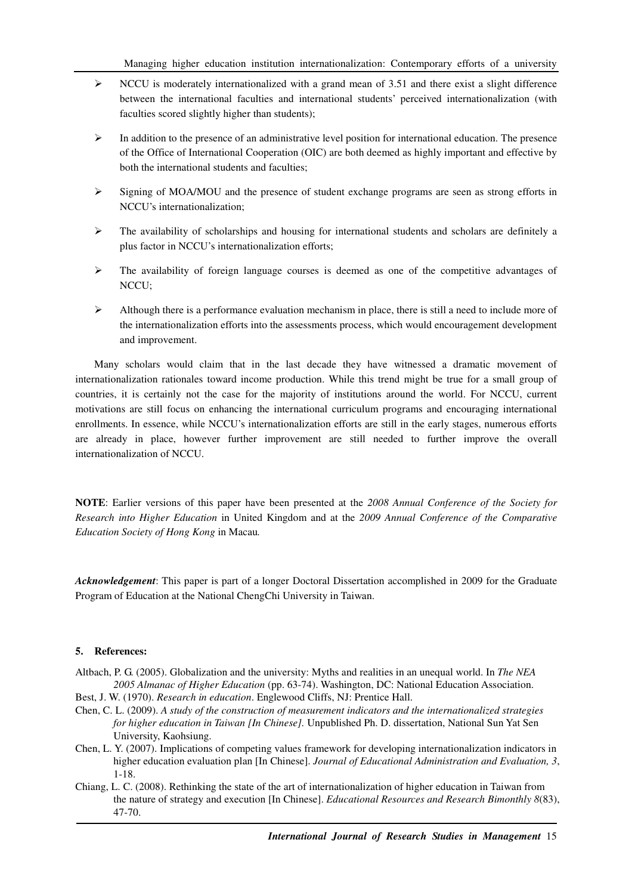- NCCU is moderately internationalized with a grand mean of 3.51 and there exist a slight difference between the international faculties and international students' perceived internationalization (with faculties scored slightly higher than students);
- In addition to the presence of an administrative level position for international education. The presence of the Office of International Cooperation (OIC) are both deemed as highly important and effective by both the international students and faculties;
- Signing of MOA/MOU and the presence of student exchange programs are seen as strong efforts in NCCU's internationalization;
- The availability of scholarships and housing for international students and scholars are definitely a plus factor in NCCU's internationalization efforts;
- The availability of foreign language courses is deemed as one of the competitive advantages of NCCU;
- Although there is a performance evaluation mechanism in place, there is still a need to include more of the internationalization efforts into the assessments process, which would encouragement development and improvement.

Many scholars would claim that in the last decade they have witnessed a dramatic movement of internationalization rationales toward income production. While this trend might be true for a small group of countries, it is certainly not the case for the majority of institutions around the world. For NCCU, current motivations are still focus on enhancing the international curriculum programs and encouraging international enrollments. In essence, while NCCU's internationalization efforts are still in the early stages, numerous efforts are already in place, however further improvement are still needed to further improve the overall internationalization of NCCU.

**NOTE**: Earlier versions of this paper have been presented at the *2008 Annual Conference of the Society for Research into Higher Education* in United Kingdom and at the *2009 Annual Conference of the Comparative Education Society of Hong Kong* in Macau*.*

***Acknowledgement***: This paper is part of a longer Doctoral Dissertation accomplished in 2009 for the Graduate Program of Education at the National ChengChi University in Taiwan.

## 5. References:

Altbach, P. G. (2005). Globalization and the university: Myths and realities in an unequal world. In *The NEA 2005 Almanac of Higher Education* (pp. 63-74). Washington, DC: National Education Association.

Best, J. W. (1970). *Research in education*. Englewood Cliffs, NJ: Prentice Hall.

Chen, C. L. (2009). *A study of the construction of measurement indicators and the internationalized strategies for higher education in Taiwan [In Chinese].* Unpublished Ph. D. dissertation, National Sun Yat Sen University, Kaohsiung.

Chen, L. Y. (2007). Implications of competing values framework for developing internationalization indicators in higher education evaluation plan [In Chinese]. *Journal of Educational Administration and Evaluation, 3*, 1-18.

Chiang, L. C. (2008). Rethinking the state of the art of internationalization of higher education in Taiwan from the nature of strategy and execution [In Chinese]. *Educational Resources and Research Bimonthly 8*(83), 47-70.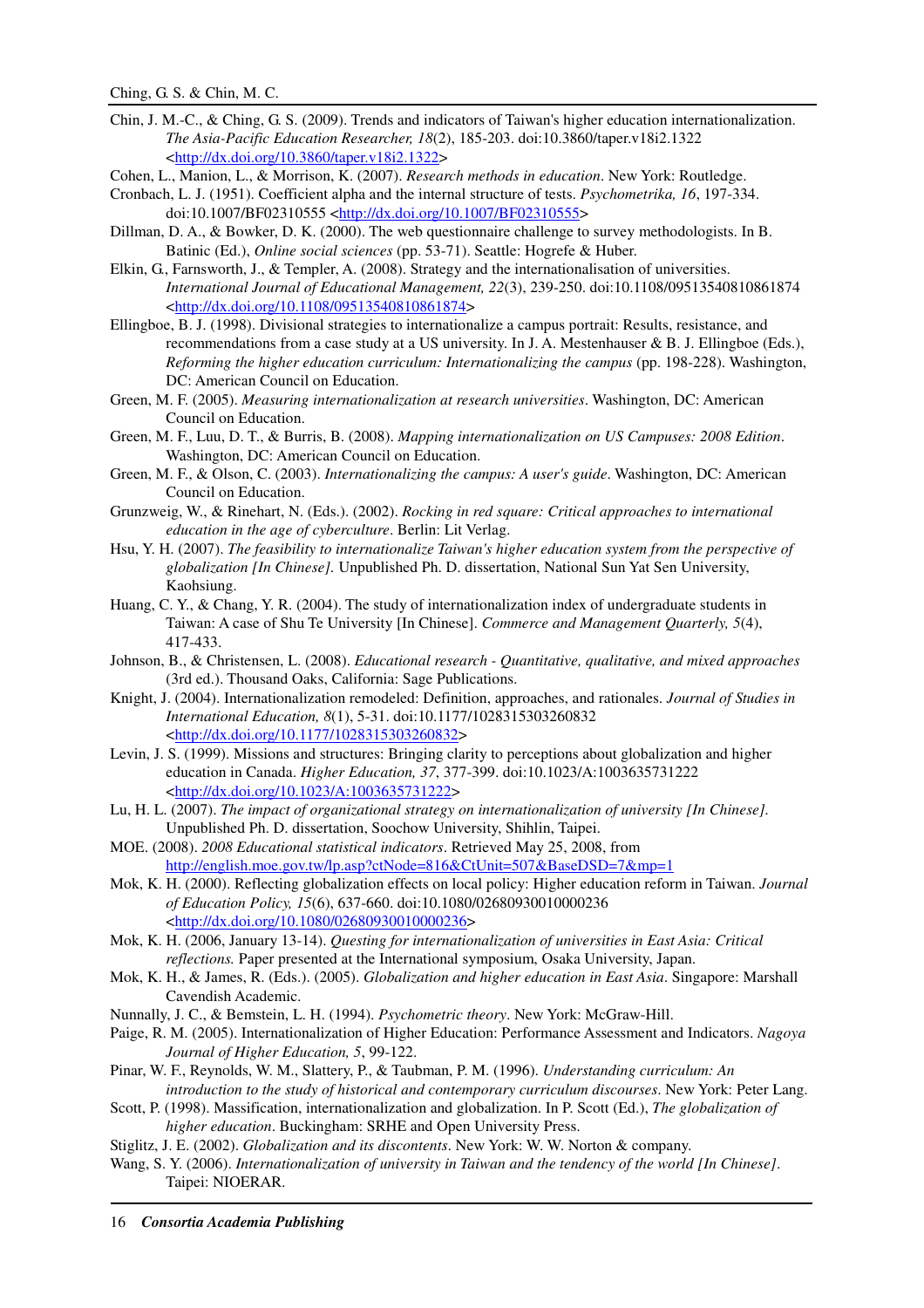Chin, J. M.-C., & Ching, G. S. (2009). Trends and indicators of Taiwan's higher education internationalization. *The Asia-Pacific Education Researcher, 18*(2), 185-203. doi:10.3860/taper.v18i2.1322 <http://dx.doi.org/10.3860/taper.v18i2.1322>

Cohen, L., Manion, L., & Morrison, K. (2007). *Research methods in education*. New York: Routledge.

Cronbach, L. J. (1951). Coefficient alpha and the internal structure of tests. *Psychometrika, 16*, 197-334. doi:10.1007/BF02310555 <http://dx.doi.org/10.1007/BF02310555>

Dillman, D. A., & Bowker, D. K. (2000). The web questionnaire challenge to survey methodologists. In B. Batinic (Ed.), *Online social sciences* (pp. 53-71). Seattle: Hogrefe & Huber.

Elkin, G., Farnsworth, J., & Templer, A. (2008). Strategy and the internationalisation of universities. *International Journal of Educational Management, 22*(3), 239-250. doi:10.1108/09513540810861874 <http://dx.doi.org/10.1108/09513540810861874>

Ellingboe, B. J. (1998). Divisional strategies to internationalize a campus portrait: Results, resistance, and recommendations from a case study at a US university. In J. A. Mestenhauser & B. J. Ellingboe (Eds.), *Reforming the higher education curriculum: Internationalizing the campus* (pp. 198-228). Washington, DC: American Council on Education.

Green, M. F. (2005). *Measuring internationalization at research universities*. Washington, DC: American Council on Education.

Green, M. F., Luu, D. T., & Burris, B. (2008). *Mapping internationalization on US Campuses: 2008 Edition*. Washington, DC: American Council on Education.

Green, M. F., & Olson, C. (2003). *Internationalizing the campus: A user's guide*. Washington, DC: American Council on Education.

Grunzweig, W., & Rinehart, N. (Eds.). (2002). *Rocking in red square: Critical approaches to international education in the age of cyberculture*. Berlin: Lit Verlag.

Hsu, Y. H. (2007). *The feasibility to internationalize Taiwan's higher education system from the perspective of globalization [In Chinese].* Unpublished Ph. D. dissertation, National Sun Yat Sen University, Kaohsiung.

Huang, C. Y., & Chang, Y. R. (2004). The study of internationalization index of undergraduate students in Taiwan: A case of Shu Te University [In Chinese]. *Commerce and Management Quarterly, 5*(4), 417-433.

Johnson, B., & Christensen, L. (2008). *Educational research - Quantitative, qualitative, and mixed approaches* (3rd ed.). Thousand Oaks, California: Sage Publications.

Knight, J. (2004). Internationalization remodeled: Definition, approaches, and rationales. *Journal of Studies in International Education, 8*(1), 5-31. doi:10.1177/1028315303260832 <http://dx.doi.org/10.1177/1028315303260832>

Levin, J. S. (1999). Missions and structures: Bringing clarity to perceptions about globalization and higher education in Canada. *Higher Education, 37*, 377-399. doi:10.1023/A:1003635731222 <http://dx.doi.org/10.1023/A:1003635731222>

Lu, H. L. (2007). *The impact of organizational strategy on internationalization of university [In Chinese].* Unpublished Ph. D. dissertation, Soochow University, Shihlin, Taipei.

MOE. (2008). *2008 Educational statistical indicators*. Retrieved May 25, 2008, from http://english.moe.gov.tw/lp.asp?ctNode=816&CtUnit=507&BaseDSD=7&mp=1

Mok, K. H. (2000). Reflecting globalization effects on local policy: Higher education reform in Taiwan. *Journal of Education Policy, 15*(6), 637-660. doi:10.1080/02680930010000236 <http://dx.doi.org/10.1080/02680930010000236>

Mok, K. H. (2006, January 13-14). *Questing for internationalization of universities in East Asia: Critical reflections.* Paper presented at the International symposium, Osaka University, Japan.

Mok, K. H., & James, R. (Eds.). (2005). *Globalization and higher education in East Asia*. Singapore: Marshall Cavendish Academic.

Nunnally, J. C., & Bemstein, L. H. (1994). *Psychometric theory*. New York: McGraw-Hill.

Paige, R. M. (2005). Internationalization of Higher Education: Performance Assessment and Indicators. *Nagoya Journal of Higher Education, 5*, 99-122.

Pinar, W. F., Reynolds, W. M., Slattery, P., & Taubman, P. M. (1996). *Understanding curriculum: An introduction to the study of historical and contemporary curriculum discourses*. New York: Peter Lang.

Scott, P. (1998). Massification, internationalization and globalization. In P. Scott (Ed.), *The globalization of higher education*. Buckingham: SRHE and Open University Press.

Stiglitz, J. E. (2002). *Globalization and its discontents*. New York: W. W. Norton & company.

Wang, S. Y. (2006). *Internationalization of university in Taiwan and the tendency of the world [In Chinese]*. Taipei: NIOERAR.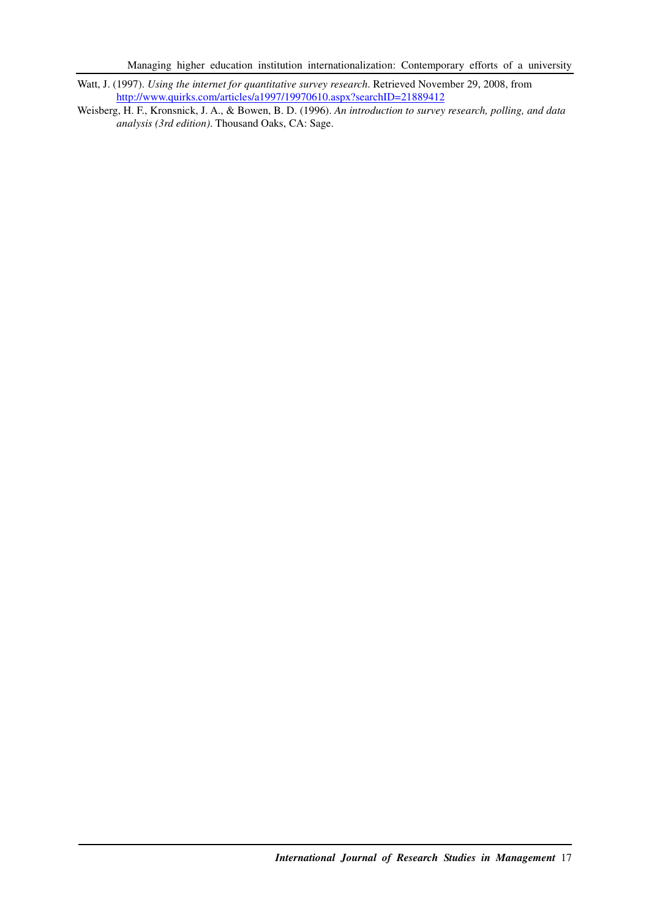Watt, J. (1997). *Using the internet for quantitative survey research*. Retrieved November 29, 2008, from http://www.quirks.com/articles/a1997/19970610.aspx?searchID=21889412

Weisberg, H. F., Kronsnick, J. A., & Bowen, B. D. (1996). *An introduction to survey research, polling, and data analysis (3rd edition)*. Thousand Oaks, CA: Sage.